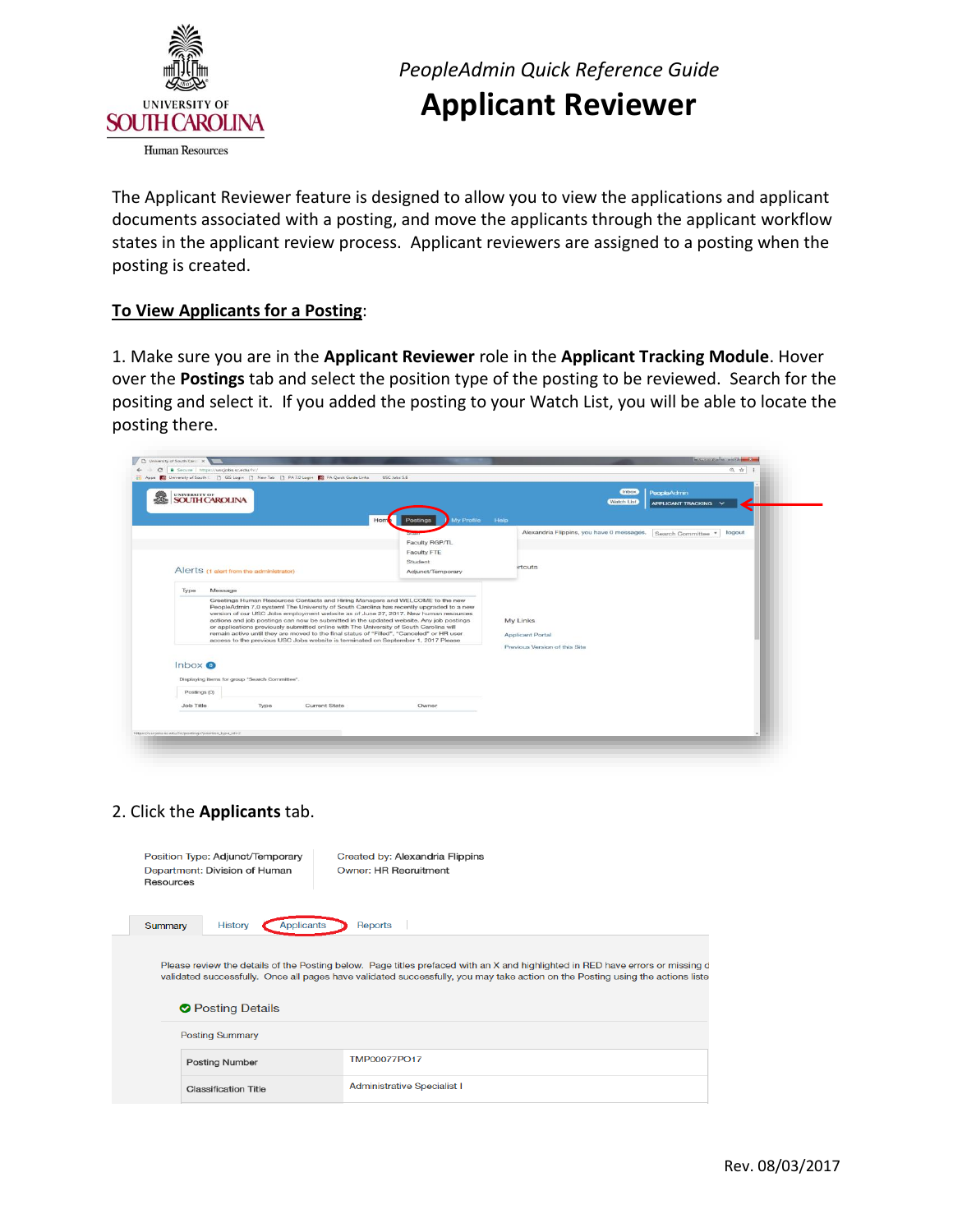*PeopleAdmin Quick Reference Guide*

# Applicant Reviewer

The Applicant Reviewer feature is designed to allow you to view the applications and applicant documents associated with a posting, and move the applicants through the applicant workflow states in the applicant review process. Applicant reviewers are assigned to a posting when the posting is created.

**To View Applicants for a Posting**:

1. Make sure you are in the **Applicant Reviewer** role in the **Applicant Tracking Module**. Hover over the **Postings** tab and select the position type of the posting to be reviewed. Search for the positing and select it. If you added the posting to your Watch List, you will be able to locate the posting there.

2. Click the **Applicants** tab.

Rev. 08/03/2017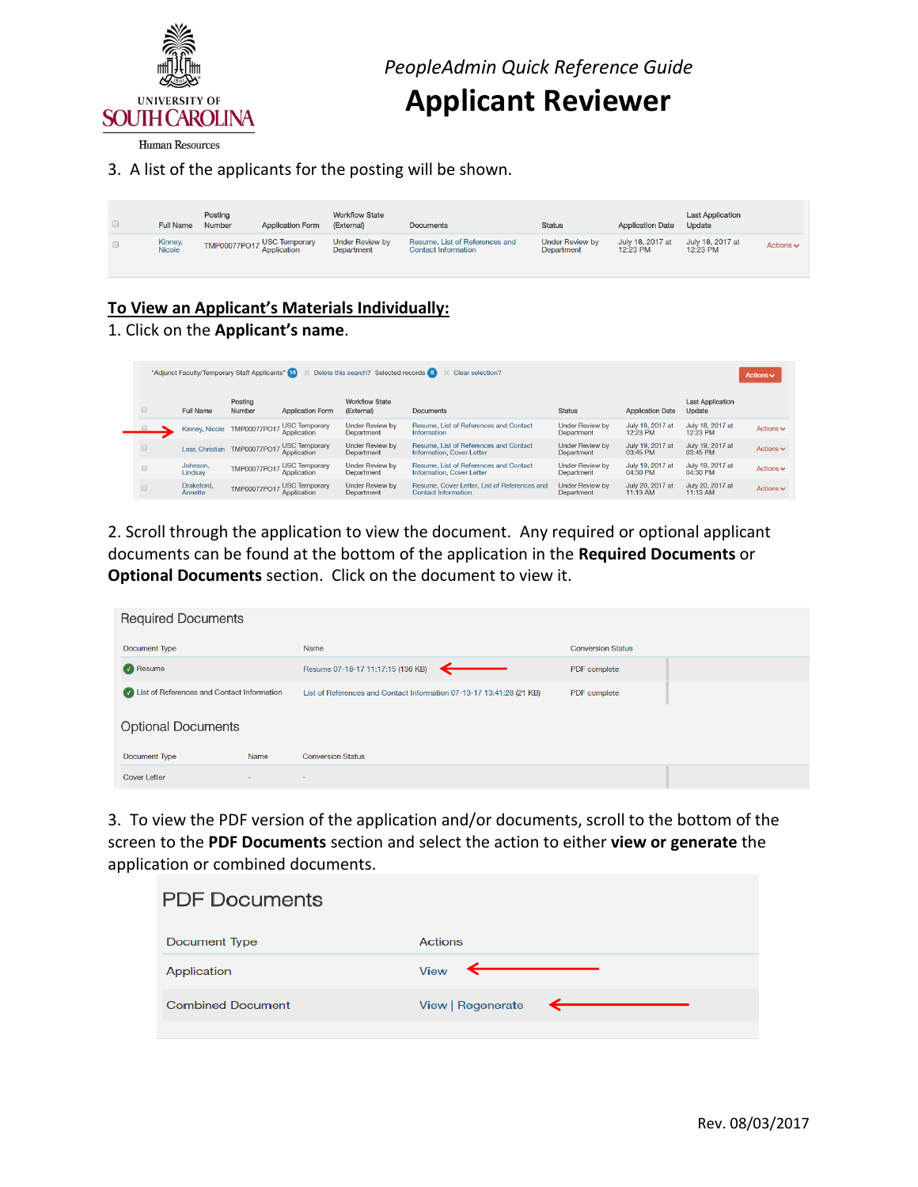*PeopleAdmin Quick Reference Guide*

# Applicant Reviewer

3. A list of the applicants for the posting will be shown.

| | Full Name | Posting Number | Application Form | Workflow State (External) | Documents | Status | Application Date | Last Application Update | |
|---|---|---|---|---|---|---|---|---|---|
| | Kinney, Nicole | TMP00077PO17 | USC Temporary Application | Under Review by Department | Resume, List of References and Contact Information | Under Review by Department | July 18, 2017 at 12:23 PM | July 18, 2017 at 12:23 PM | Actions |

## To View an Applicant's Materials Individually:

1. Click on the **Applicant's name**.

"Adjunct Faculty/Temporary Staff Applicants" 14 Delete this search? Selected records 0 Clear selection? Actions

| | Full Name | Posting Number | Application Form | Workflow State (External) | Documents | Status | Application Date | Last Application Update | |
|---|---|---|---|---|---|---|---|---|---|
| | Kinney, Nicole | TMP00077PO17 | USC Temporary Application | Under Review by Department | Resume, List of References and Contact Information | Under Review by Department | July 18, 2017 at 12:23 PM | July 18, 2017 at 12:23 PM | Actions |
| | Lear, Christian | TMP00077PO17 | USC Temporary Application | Under Review by Department | Resume, List of References and Contact Information, Cover Letter | Under Review by Department | July 19, 2017 at 03:45 PM | July 19, 2017 at 03:45 PM | Actions |
| | Johnson, Lindsay | TMP00077PO17 | USC Temporary Application | Under Review by Department | Resume, List of References and Contact Information, Cover Letter | Under Review by Department | July 19, 2017 at 04:30 PM | July 19, 2017 at 04:30 PM | Actions |
| | Drakeford, Annette | TMP00077PO17 | USC Temporary Application | Under Review by Department | Resume, Cover Letter, List of References and Contact Information | Under Review by Department | July 20, 2017 at 11:13 AM | July 20, 2017 at 11:13 AM | Actions |

2. Scroll through the application to view the document. Any required or optional applicant documents can be found at the bottom of the application in the **Required Documents** or **Optional Documents** section. Click on the document to view it.

### Required Documents

| Document Type | Name | Conversion Status |
|---|---|---|
| Resume | Resume 07-18-17 11:17:15 (136 KB) | PDF complete |
| List of References and Contact Information | List of References and Contact Information 07-13-17 13:41:28 (21 KB) | PDF complete |

### Optional Documents

| Document Type | Name | Conversion Status |
|---|---|---|
| Cover Letter | - | - |

3. To view the PDF version of the application and/or documents, scroll to the bottom of the screen to the **PDF Documents** section and select the action to either **view or generate** the application or combined documents.

### PDF Documents

| Document Type | Actions |
|---|---|
| Application | View |
| Combined Document | View \| Regenerate |

Rev. 08/03/2017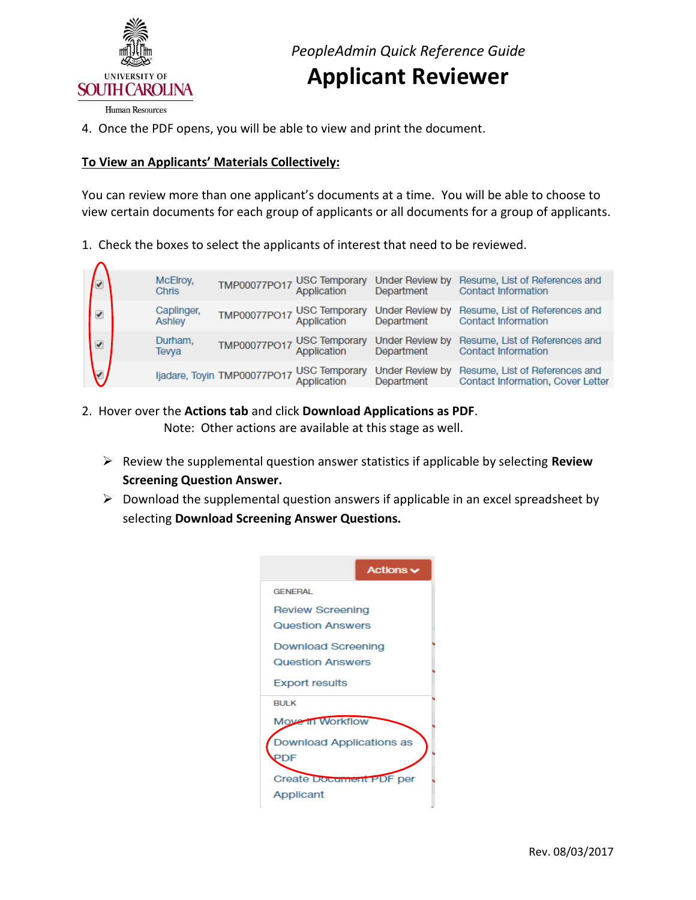4. Once the PDF opens, you will be able to view and print the document.

**To View an Applicants' Materials Collectively:**

You can review more than one applicant's documents at a time. You will be able to choose to view certain documents for each group of applicants or all documents for a group of applicants.

1. Check the boxes to select the applicants of interest that need to be reviewed.

| | | | | | |
|---|---|---|---|---|---|
| ✔ | McElroy, Chris | TMP00077PO17 | USC Temporary Application | Under Review by Department | Resume, List of References and Contact Information |
| ✔ | Caplinger, Ashley | TMP00077PO17 | USC Temporary Application | Under Review by Department | Resume, List of References and Contact Information |
| ✔ | Durham, Tevya | TMP00077PO17 | USC Temporary Application | Under Review by Department | Resume, List of References and Contact Information |
| ✔ | Ijadare, Toyin | TMP00077PO17 | USC Temporary Application | Under Review by Department | Resume, List of References and Contact Information, Cover Letter |

2. Hover over the **Actions tab** and click **Download Applications as PDF**.
   Note: Other actions are available at this stage as well.

   - Review the supplemental question answer statistics if applicable by selecting **Review Screening Question Answer.**
   - Download the supplemental question answers if applicable in an excel spreadsheet by selecting **Download Screening Answer Questions.**

Actions

GENERAL
- Review Screening Question Answers
- Download Screening Question Answers
- Export results

BULK
- Move in Workflow
- Download Applications as PDF
- Create Document PDF per Applicant

Rev. 08/03/2017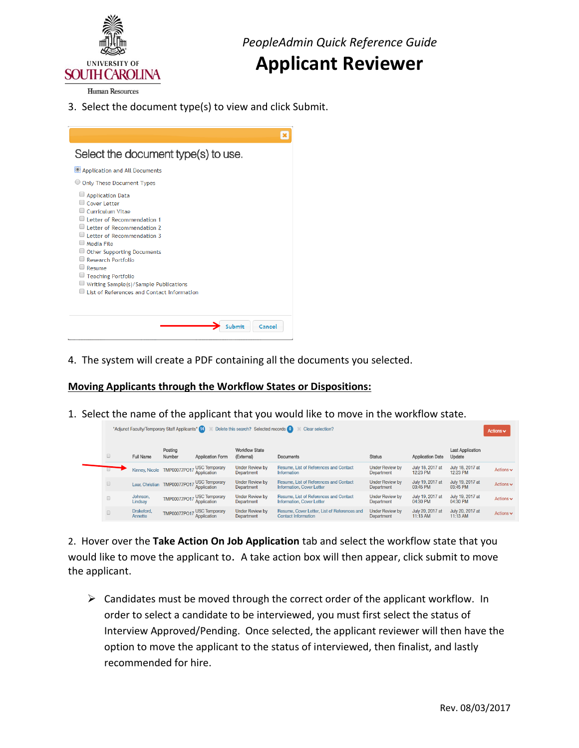3. Select the document type(s) to view and click Submit.

Select the document type(s) to use.

- Application and All Documents
- Only These Document Types
  - Application Data
  - Cover Letter
  - Curriculum Vitae
  - Letter of Recommendation 1
  - Letter of Recommendation 2
  - Letter of Recommendation 3
  - Media File
  - Other Supporting Documents
  - Research Portfolio
  - Resume
  - Teaching Portfolio
  - Writing Sample(s)/Sample Publications
  - List of References and Contact Information

Submit | Cancel

4. The system will create a PDF containing all the documents you selected.

## Moving Applicants through the Workflow States or Dispositions:

1. Select the name of the applicant that you would like to move in the workflow state.

"Adjunct Faculty/Temporary Staff Applicants" 14 | Delete this search? Selected records 0 | Clear selection? | Actions

| | Full Name | Posting Number | Application Form | Workflow State (External) | Documents | Status | Application Date | Last Application Update | |
|---|---|---|---|---|---|---|---|---|---|
| | Kinney, Nicole | TMP00077PO17 | USC Temporary Application | Under Review by Department | Resume, List of References and Contact Information | Under Review by Department | July 18, 2017 at 12:23 PM | July 18, 2017 at 12:23 PM | Actions |
| | Lear, Christian | TMP00077PO17 | USC Temporary Application | Under Review by Department | Resume, List of References and Contact Information, Cover Letter | Under Review by Department | July 19, 2017 at 03:45 PM | July 19, 2017 at 03:45 PM | Actions |
| | Johnson, Lindsay | TMP00077PO17 | USC Temporary Application | Under Review by Department | Resume, List of References and Contact Information, Cover Letter | Under Review by Department | July 19, 2017 at 04:30 PM | July 19, 2017 at 04:30 PM | Actions |
| | Drakeford, Annette | TMP00077PO17 | USC Temporary Application | Under Review by Department | Resume, Cover Letter, List of References and Contact Information | Under Review by Department | July 20, 2017 at 11:13 AM | July 20, 2017 at 11:13 AM | Actions |

2. Hover over the **Take Action On Job Application** tab and select the workflow state that you would like to move the applicant to. A take action box will then appear, click submit to move the applicant.

   - Candidates must be moved through the correct order of the applicant workflow. In order to select a candidate to be interviewed, you must first select the status of Interview Approved/Pending. Once selected, the applicant reviewer will then have the option to move the applicant to the status of interviewed, then finalist, and lastly recommended for hire.

Rev. 08/03/2017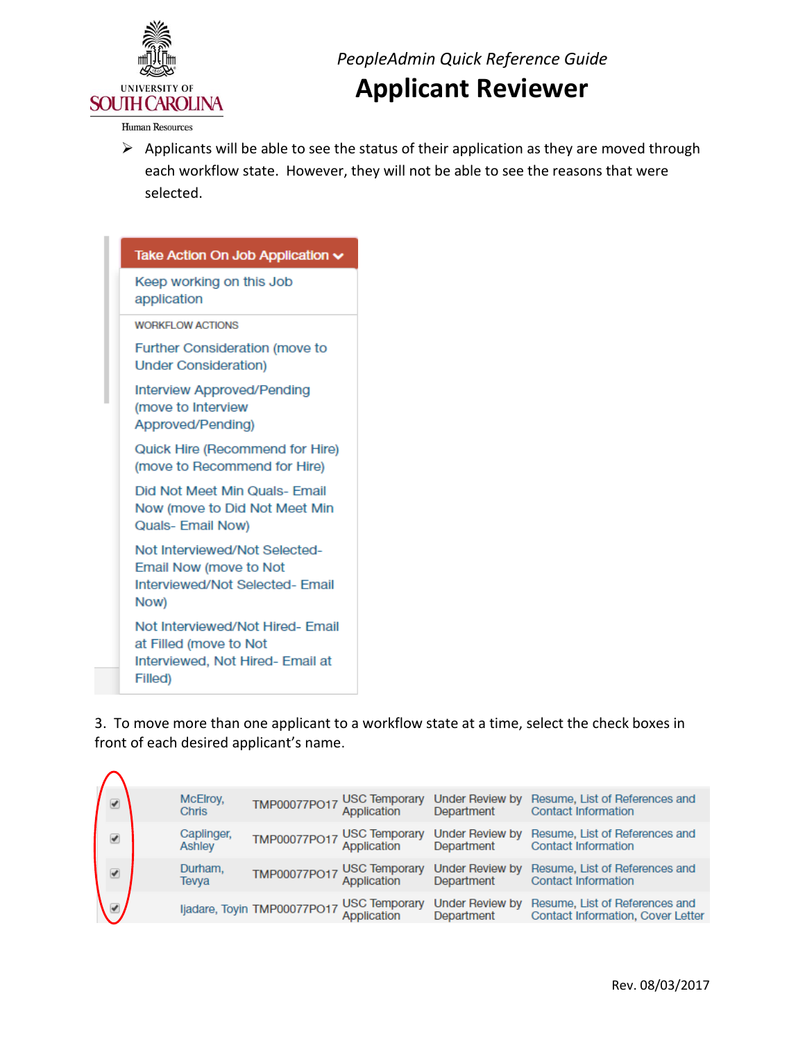*PeopleAdmin Quick Reference Guide*

# Applicant Reviewer

- Applicants will be able to see the status of their application as they are moved through each workflow state. However, they will not be able to see the reasons that were selected.

**Take Action On Job Application**

- Keep working on this Job application

WORKFLOW ACTIONS

- Further Consideration (move to Under Consideration)
- Interview Approved/Pending (move to Interview Approved/Pending)
- Quick Hire (Recommend for Hire) (move to Recommend for Hire)
- Did Not Meet Min Quals- Email Now (move to Did Not Meet Min Quals- Email Now)
- Not Interviewed/Not Selected- Email Now (move to Not Interviewed/Not Selected- Email Now)
- Not Interviewed/Not Hired- Email at Filled (move to Not Interviewed, Not Hired- Email at Filled)

3. To move more than one applicant to a workflow state at a time, select the check boxes in front of each desired applicant's name.

| | Name | Posting | Type | Status | Documents |
|---|---|---|---|---|---|
| ☑ | McElroy, Chris | TMP00077PO17 | USC Temporary Application | Under Review by Department | Resume, List of References and Contact Information |
| ☑ | Caplinger, Ashley | TMP00077PO17 | USC Temporary Application | Under Review by Department | Resume, List of References and Contact Information |
| ☑ | Durham, Tevya | TMP00077PO17 | USC Temporary Application | Under Review by Department | Resume, List of References and Contact Information |
| ☑ | Ijadare, Toyin | TMP00077PO17 | USC Temporary Application | Under Review by Department | Resume, List of References and Contact Information, Cover Letter |

Rev. 08/03/2017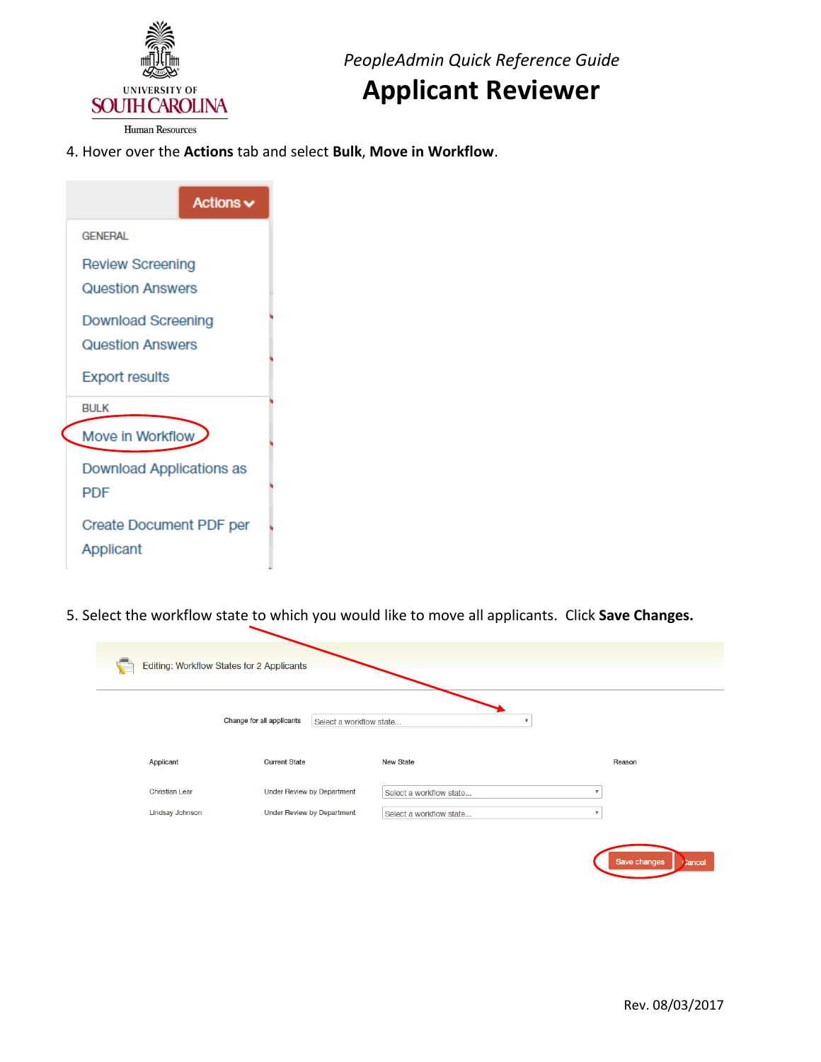4. Hover over the **Actions** tab and select **Bulk**, **Move in Workflow**.

Actions

GENERAL

Review Screening Question Answers

Download Screening Question Answers

Export results

BULK

Move in Workflow

Download Applications as PDF

Create Document PDF per Applicant

5. Select the workflow state to which you would like to move all applicants. Click **Save Changes.**

Editing: Workflow States for 2 Applicants

Change for all applicants: Select a workflow state...

| Applicant | Current State | New State | Reason |
| --- | --- | --- | --- |
| Christian Lear | Under Review by Department | Select a workflow state... | |
| Lindsay Johnson | Under Review by Department | Select a workflow state... | |

Save changes | Cancel

Rev. 08/03/2017